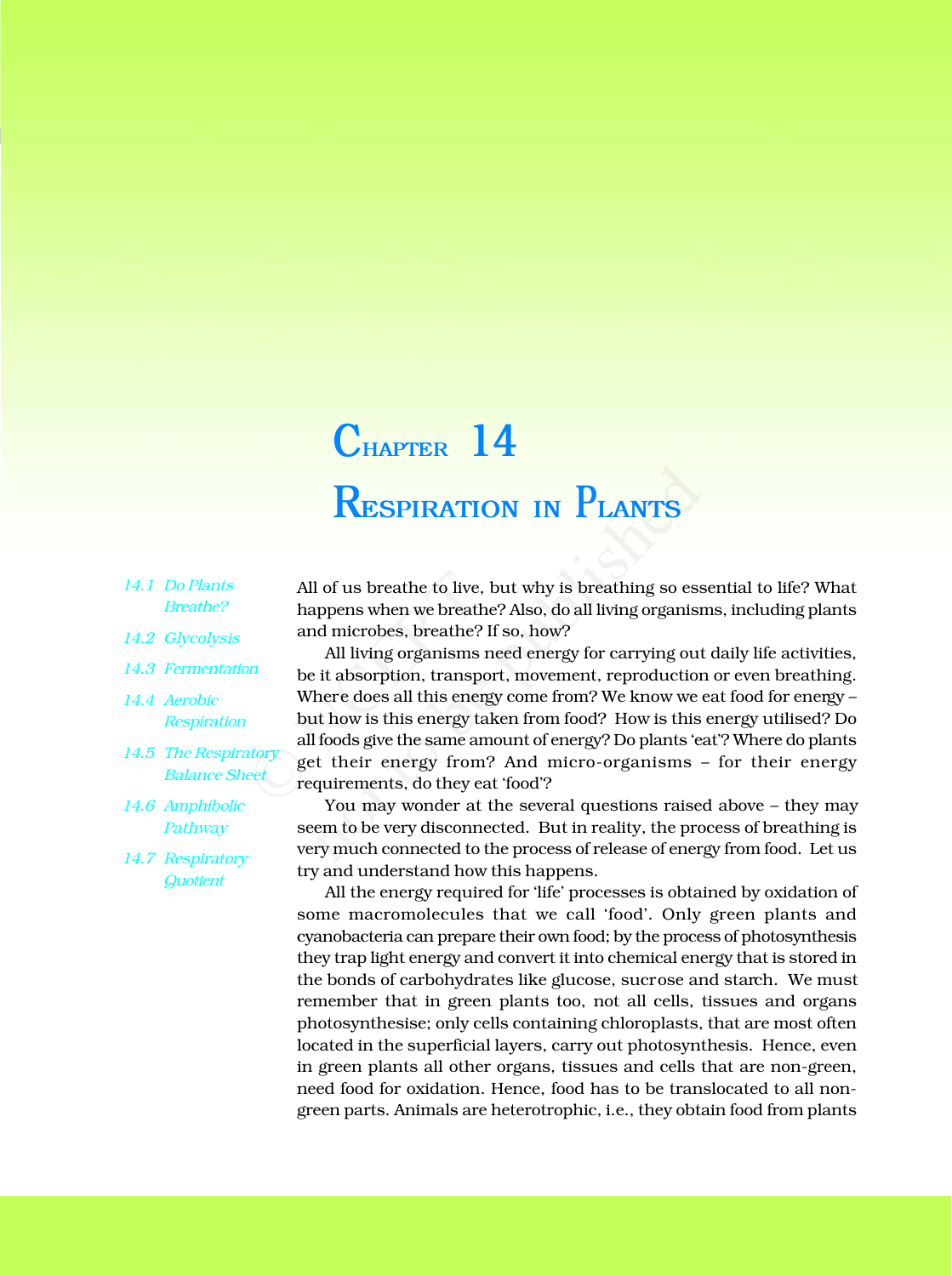# Chapter 14

# Respiration in Plants

*14.1 Do Plants Breathe?*

*14.2 Glycolysis*

*14.3 Fermentation*

*14.4 Aerobic Respiration*

*14.5 The Respiratory Balance Sheet*

*14.6 Amphibolic Pathway*

*14.7 Respiratory Quotient*

All of us breathe to live, but why is breathing so essential to life? What happens when we breathe? Also, do all living organisms, including plants and microbes, breathe? If so, how?

All living organisms need energy for carrying out daily life activities, be it absorption, transport, movement, reproduction or even breathing. Where does all this energy come from? We know we eat food for energy – but how is this energy taken from food? How is this energy utilised? Do all foods give the same amount of energy? Do plants 'eat'? Where do plants get their energy from? And micro-organisms – for their energy requirements, do they eat 'food'?

You may wonder at the several questions raised above – they may seem to be very disconnected. But in reality, the process of breathing is very much connected to the process of release of energy from food. Let us try and understand how this happens.

All the energy required for 'life' processes is obtained by oxidation of some macromolecules that we call 'food'. Only green plants and cyanobacteria can prepare their own food; by the process of photosynthesis they trap light energy and convert it into chemical energy that is stored in the bonds of carbohydrates like glucose, sucrose and starch. We must remember that in green plants too, not all cells, tissues and organs photosynthesise; only cells containing chloroplasts, that are most often located in the superficial layers, carry out photosynthesis. Hence, even in green plants all other organs, tissues and cells that are non-green, need food for oxidation. Hence, food has to be translocated to all non-green parts. Animals are heterotrophic, i.e., they obtain food from plants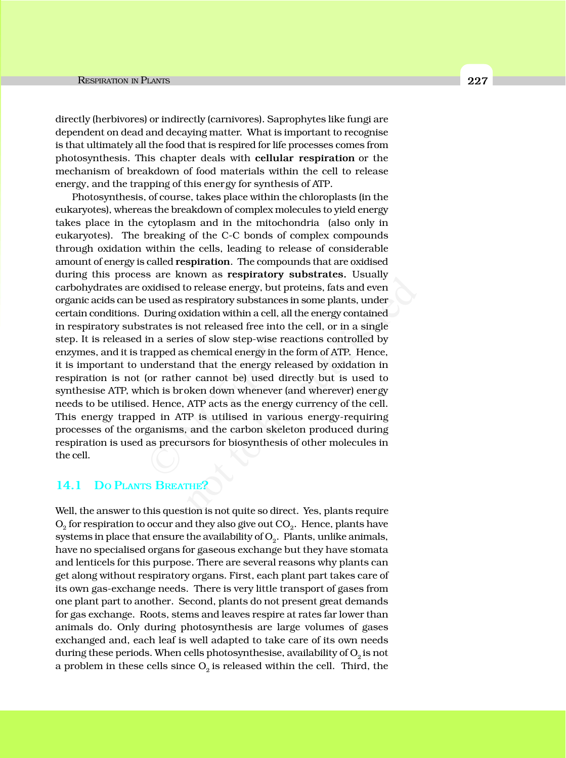directly (herbivores) or indirectly (carnivores). Saprophytes like fungi are dependent on dead and decaying matter. What is important to recognise is that ultimately all the food that is respired for life processes comes from photosynthesis. This chapter deals with **cellular respiration** or the mechanism of breakdown of food materials within the cell to release energy, and the trapping of this energy for synthesis of ATP.

Photosynthesis, of course, takes place within the chloroplasts (in the eukaryotes), whereas the breakdown of complex molecules to yield energy takes place in the cytoplasm and in the mitochondria (also only in eukaryotes). The breaking of the C-C bonds of complex compounds through oxidation within the cells, leading to release of considerable amount of energy is called **respiration**. The compounds that are oxidised during this process are known as **respiratory substrates.** Usually carbohydrates are oxidised to release energy, but proteins, fats and even organic acids can be used as respiratory substances in some plants, under certain conditions. During oxidation within a cell, all the energy contained in respiratory substrates is not released free into the cell, or in a single step. It is released in a series of slow step-wise reactions controlled by enzymes, and it is trapped as chemical energy in the form of ATP. Hence, it is important to understand that the energy released by oxidation in respiration is not (or rather cannot be) used directly but is used to synthesise ATP, which is broken down whenever (and wherever) energy needs to be utilised. Hence, ATP acts as the energy currency of the cell. This energy trapped in ATP is utilised in various energy-requiring processes of the organisms, and the carbon skeleton produced during respiration is used as precursors for biosynthesis of other molecules in the cell.

## 14.1 Do Plants Breathe?

Well, the answer to this question is not quite so direct. Yes, plants require $O_2$ for respiration to occur and they also give out $CO_2$. Hence, plants have systems in place that ensure the availability of $O_2$. Plants, unlike animals, have no specialised organs for gaseous exchange but they have stomata and lenticels for this purpose. There are several reasons why plants can get along without respiratory organs. First, each plant part takes care of its own gas-exchange needs. There is very little transport of gases from one plant part to another. Second, plants do not present great demands for gas exchange. Roots, stems and leaves respire at rates far lower than animals do. Only during photosynthesis are large volumes of gases exchanged and, each leaf is well adapted to take care of its own needs during these periods. When cells photosynthesise, availability of $O_2$ is not a problem in these cells since $O_2$ is released within the cell. Third, the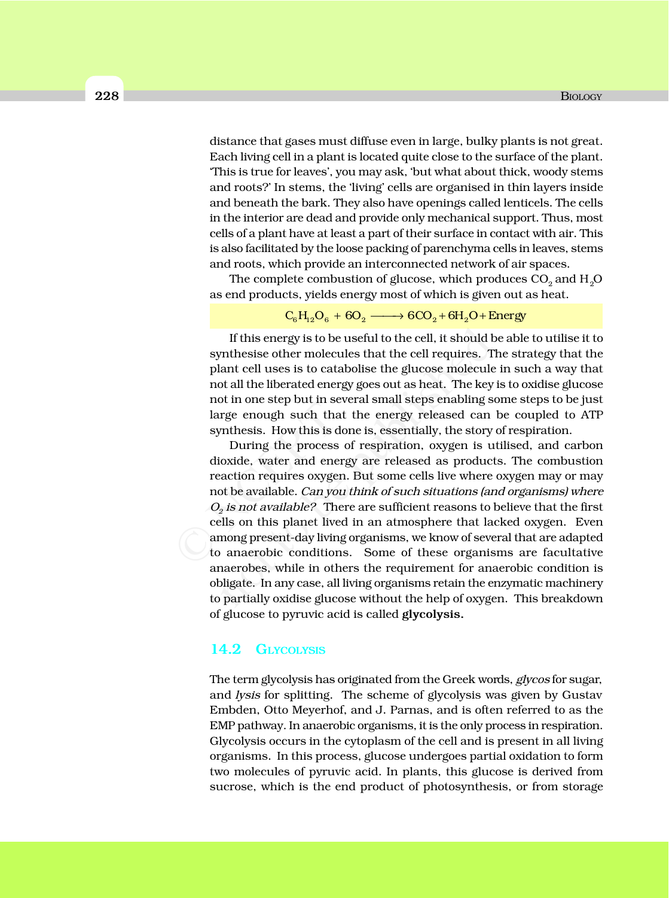distance that gases must diffuse even in large, bulky plants is not great. Each living cell in a plant is located quite close to the surface of the plant. 'This is true for leaves', you may ask, 'but what about thick, woody stems and roots?' In stems, the 'living' cells are organised in thin layers inside and beneath the bark. They also have openings called lenticels. The cells in the interior are dead and provide only mechanical support. Thus, most cells of a plant have at least a part of their surface in contact with air. This is also facilitated by the loose packing of parenchyma cells in leaves, stems and roots, which provide an interconnected network of air spaces.

The complete combustion of glucose, which produces $CO_2$ and $H_2O$ as end products, yields energy most of which is given out as heat.

$$C_6H_{12}O_6 + 6O_2 \longrightarrow 6CO_2 + 6H_2O + \text{Energy}$$

If this energy is to be useful to the cell, it should be able to utilise it to synthesise other molecules that the cell requires. The strategy that the plant cell uses is to catabolise the glucose molecule in such a way that not all the liberated energy goes out as heat. The key is to oxidise glucose not in one step but in several small steps enabling some steps to be just large enough such that the energy released can be coupled to ATP synthesis. How this is done is, essentially, the story of respiration.

During the process of respiration, oxygen is utilised, and carbon dioxide, water and energy are released as products. The combustion reaction requires oxygen. But some cells live where oxygen may or may not be available. *Can you think of such situations (and organisms) where $O_2$ is not available?* There are sufficient reasons to believe that the first cells on this planet lived in an atmosphere that lacked oxygen. Even among present-day living organisms, we know of several that are adapted to anaerobic conditions. Some of these organisms are facultative anaerobes, while in others the requirement for anaerobic condition is obligate. In any case, all living organisms retain the enzymatic machinery to partially oxidise glucose without the help of oxygen. This breakdown of glucose to pyruvic acid is called **glycolysis.**

## 14.2 Glycolysis

The term glycolysis has originated from the Greek words, *glycos* for sugar, and *lysis* for splitting. The scheme of glycolysis was given by Gustav Embden, Otto Meyerhof, and J. Parnas, and is often referred to as the EMP pathway. In anaerobic organisms, it is the only process in respiration. Glycolysis occurs in the cytoplasm of the cell and is present in all living organisms. In this process, glucose undergoes partial oxidation to form two molecules of pyruvic acid. In plants, this glucose is derived from sucrose, which is the end product of photosynthesis, or from storage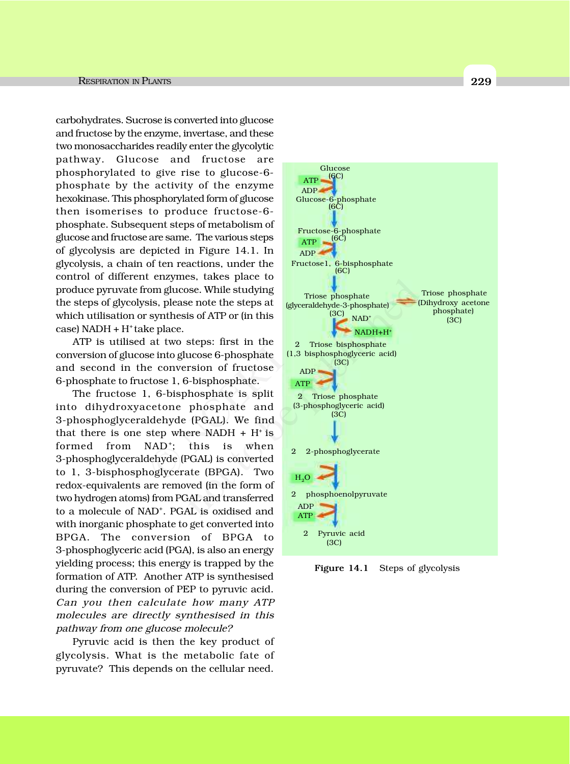carbohydrates. Sucrose is converted into glucose and fructose by the enzyme, invertase, and these two monosaccharides readily enter the glycolytic pathway. Glucose and fructose are phosphorylated to give rise to glucose-6-phosphate by the activity of the enzyme hexokinase. This phosphorylated form of glucose then isomerises to produce fructose-6-phosphate. Subsequent steps of metabolism of glucose and fructose are same. The various steps of glycolysis are depicted in Figure 14.1. In glycolysis, a chain of ten reactions, under the control of different enzymes, takes place to produce pyruvate from glucose. While studying the steps of glycolysis, please note the steps at which utilisation or synthesis of ATP or (in this case) NADH + $H^+$ take place.

ATP is utilised at two steps: first in the conversion of glucose into glucose 6-phosphate and second in the conversion of fructose 6-phosphate to fructose 1, 6-bisphosphate.

The fructose 1, 6-bisphosphate is split into dihydroxyacetone phosphate and 3-phosphoglyceraldehyde (PGAL). We find that there is one step where NADH + $H^+$ is formed from $NAD^+$; this is when 3-phosphoglyceraldehyde (PGAL) is converted to 1, 3-bisphosphoglycerate (BPGA). Two redox-equivalents are removed (in the form of two hydrogen atoms) from PGAL and transferred to a molecule of $NAD^+$. PGAL is oxidised and with inorganic phosphate to get converted into BPGA. The conversion of BPGA to 3-phosphoglyceric acid (PGA), is also an energy yielding process; this energy is trapped by the formation of ATP. Another ATP is synthesised during the conversion of PEP to pyruvic acid. *Can you then calculate how many ATP molecules are directly synthesised in this pathway from one glucose molecule?*

Pyruvic acid is then the key product of glycolysis. What is the metabolic fate of pyruvate? This depends on the cellular need.

Glucose (6C)
ATP → ADP
Glucose-6-phosphate (6C)
↓
Fructose-6-phosphate (6C)
ATP → ADP
Fructose1, 6-bisphosphate (6C)
↓
Triose phosphate (glyceraldehyde-3-phosphate) (3C) ⇌ Triose phosphate (Dihydroxy acetone phosphate) (3C)
$NAD^+$ → NADH+$H^+$
2 Triose bisphosphate (1,3 bisphosphoglyceric acid) (3C)
ADP → ATP
2 Triose phosphate (3-phosphoglyceric acid) (3C)
↓
2 2-phosphoglycerate
$H_2O$
2 phosphoenolpyruvate
ADP → ATP
2 Pyruvic acid (3C)

**Figure 14.1** Steps of glycolysis